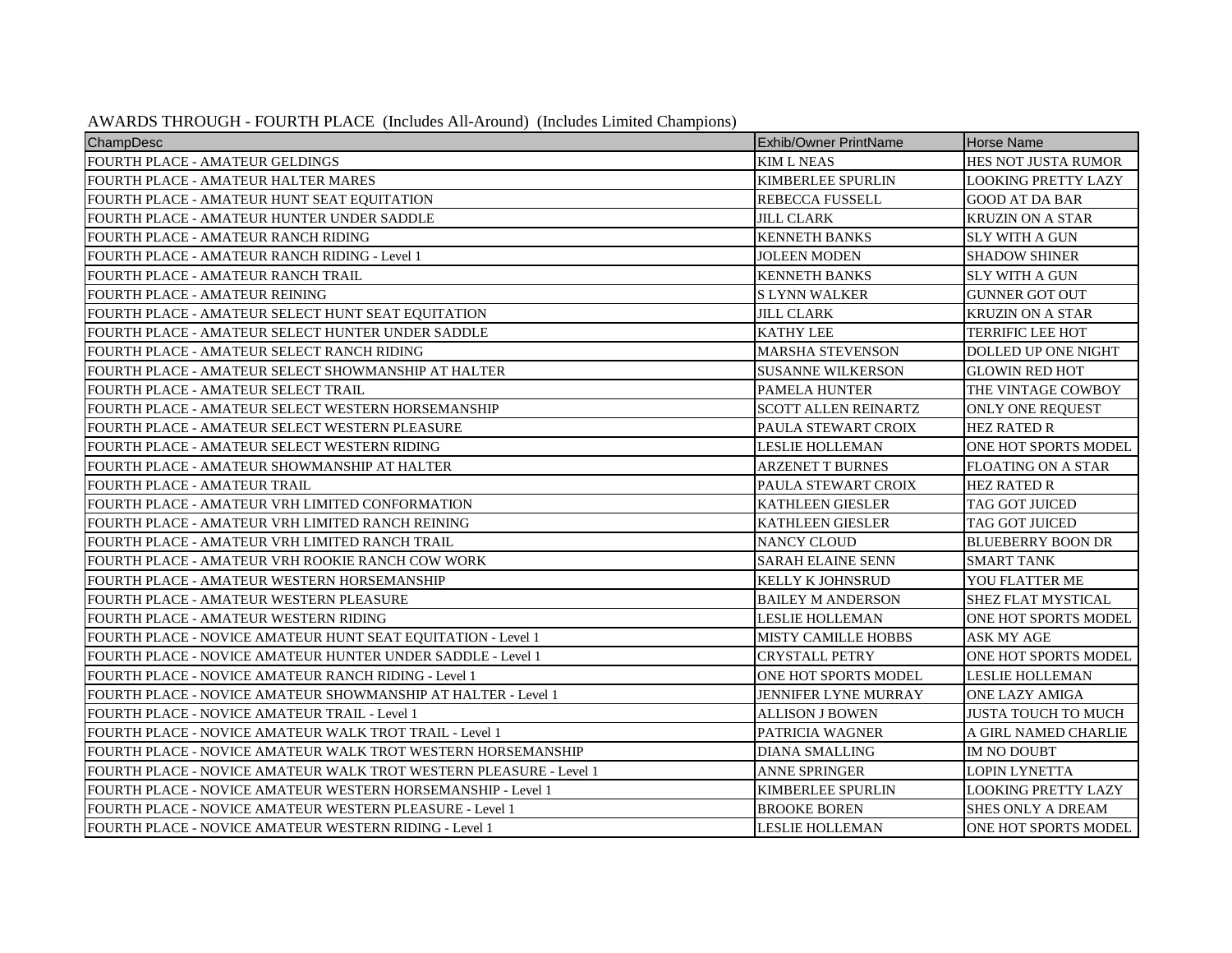AWARDS THROUGH - FOURTH PLACE (Includes All-Around) (Includes Limited Champions)

| ChampDesc | Exhib/Owner PrintName | Horse Name |
|---|---|---|
| FOURTH PLACE - AMATEUR GELDINGS | KIM L NEAS | HES NOT JUSTA RUMOR |
| FOURTH PLACE - AMATEUR HALTER MARES | KIMBERLEE SPURLIN | LOOKING PRETTY LAZY |
| FOURTH PLACE - AMATEUR HUNT SEAT EQUITATION | REBECCA FUSSELL | GOOD AT DA BAR |
| FOURTH PLACE - AMATEUR HUNTER UNDER SADDLE | JILL CLARK | KRUZIN ON A STAR |
| FOURTH PLACE - AMATEUR RANCH RIDING | KENNETH BANKS | SLY WITH A GUN |
| FOURTH PLACE - AMATEUR RANCH RIDING - Level 1 | JOLEEN MODEN | SHADOW SHINER |
| FOURTH PLACE - AMATEUR RANCH TRAIL | KENNETH BANKS | SLY WITH A GUN |
| FOURTH PLACE - AMATEUR REINING | S LYNN WALKER | GUNNER GOT OUT |
| FOURTH PLACE - AMATEUR SELECT HUNT SEAT EQUITATION | JILL CLARK | KRUZIN ON A STAR |
| FOURTH PLACE - AMATEUR SELECT HUNTER UNDER SADDLE | KATHY LEE | TERRIFIC LEE HOT |
| FOURTH PLACE - AMATEUR SELECT RANCH RIDING | MARSHA STEVENSON | DOLLED UP ONE NIGHT |
| FOURTH PLACE - AMATEUR SELECT SHOWMANSHIP AT HALTER | SUSANNE WILKERSON | GLOWIN RED HOT |
| FOURTH PLACE - AMATEUR SELECT TRAIL | PAMELA HUNTER | THE VINTAGE COWBOY |
| FOURTH PLACE - AMATEUR SELECT WESTERN HORSEMANSHIP | SCOTT ALLEN REINARTZ | ONLY ONE REQUEST |
| FOURTH PLACE - AMATEUR SELECT WESTERN PLEASURE | PAULA STEWART CROIX | HEZ RATED R |
| FOURTH PLACE - AMATEUR SELECT WESTERN RIDING | LESLIE HOLLEMAN | ONE HOT SPORTS MODEL |
| FOURTH PLACE - AMATEUR SHOWMANSHIP AT HALTER | ARZENET T BURNES | FLOATING ON A STAR |
| FOURTH PLACE - AMATEUR TRAIL | PAULA STEWART CROIX | HEZ RATED R |
| FOURTH PLACE - AMATEUR VRH LIMITED CONFORMATION | KATHLEEN GIESLER | TAG GOT JUICED |
| FOURTH PLACE - AMATEUR VRH LIMITED RANCH REINING | KATHLEEN GIESLER | TAG GOT JUICED |
| FOURTH PLACE - AMATEUR VRH LIMITED RANCH TRAIL | NANCY CLOUD | BLUEBERRY BOON DR |
| FOURTH PLACE - AMATEUR VRH ROOKIE RANCH COW WORK | SARAH ELAINE SENN | SMART TANK |
| FOURTH PLACE - AMATEUR WESTERN HORSEMANSHIP | KELLY K JOHNSRUD | YOU FLATTER ME |
| FOURTH PLACE - AMATEUR WESTERN PLEASURE | BAILEY M ANDERSON | SHEZ FLAT MYSTICAL |
| FOURTH PLACE - AMATEUR WESTERN RIDING | LESLIE HOLLEMAN | ONE HOT SPORTS MODEL |
| FOURTH PLACE - NOVICE AMATEUR HUNT SEAT EQUITATION - Level 1 | MISTY CAMILLE HOBBS | ASK MY AGE |
| FOURTH PLACE - NOVICE AMATEUR HUNTER UNDER SADDLE - Level 1 | CRYSTALL PETRY | ONE HOT SPORTS MODEL |
| FOURTH PLACE - NOVICE AMATEUR RANCH RIDING - Level 1 | ONE HOT SPORTS MODEL | LESLIE HOLLEMAN |
| FOURTH PLACE - NOVICE AMATEUR SHOWMANSHIP AT HALTER - Level 1 | JENNIFER LYNE MURRAY | ONE LAZY AMIGA |
| FOURTH PLACE - NOVICE AMATEUR TRAIL - Level 1 | ALLISON J BOWEN | JUSTA TOUCH TO MUCH |
| FOURTH PLACE - NOVICE AMATEUR WALK TROT TRAIL - Level 1 | PATRICIA WAGNER | A GIRL NAMED CHARLIE |
| FOURTH PLACE - NOVICE AMATEUR WALK TROT WESTERN HORSEMANSHIP | DIANA SMALLING | IM NO DOUBT |
| FOURTH PLACE - NOVICE AMATEUR WALK TROT WESTERN PLEASURE - Level 1 | ANNE SPRINGER | LOPIN LYNETTA |
| FOURTH PLACE - NOVICE AMATEUR WESTERN HORSEMANSHIP - Level 1 | KIMBERLEE SPURLIN | LOOKING PRETTY LAZY |
| FOURTH PLACE - NOVICE AMATEUR WESTERN PLEASURE - Level 1 | BROOKE BOREN | SHES ONLY A DREAM |
| FOURTH PLACE - NOVICE AMATEUR WESTERN RIDING - Level 1 | LESLIE HOLLEMAN | ONE HOT SPORTS MODEL |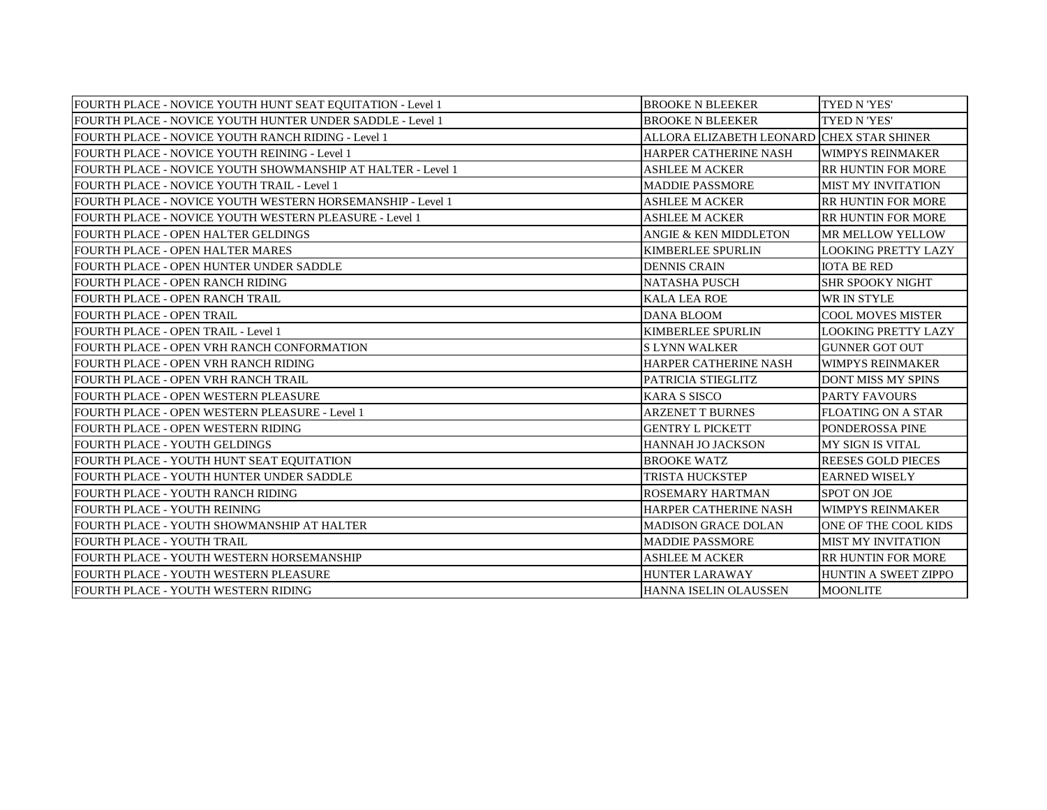| | | |
|---|---|---|
| FOURTH PLACE - NOVICE YOUTH HUNT SEAT EQUITATION - Level 1 | BROOKE N BLEEKER | TYED N 'YES' |
| FOURTH PLACE - NOVICE YOUTH HUNTER UNDER SADDLE - Level 1 | BROOKE N BLEEKER | TYED N 'YES' |
| FOURTH PLACE - NOVICE YOUTH RANCH RIDING - Level 1 | ALLORA ELIZABETH LEONARD | CHEX STAR SHINER |
| FOURTH PLACE - NOVICE YOUTH REINING - Level 1 | HARPER CATHERINE NASH | WIMPYS REINMAKER |
| FOURTH PLACE - NOVICE YOUTH SHOWMANSHIP AT HALTER - Level 1 | ASHLEE M ACKER | RR HUNTIN FOR MORE |
| FOURTH PLACE - NOVICE YOUTH TRAIL - Level 1 | MADDIE PASSMORE | MIST MY INVITATION |
| FOURTH PLACE - NOVICE YOUTH WESTERN HORSEMANSHIP - Level 1 | ASHLEE M ACKER | RR HUNTIN FOR MORE |
| FOURTH PLACE - NOVICE YOUTH WESTERN PLEASURE - Level 1 | ASHLEE M ACKER | RR HUNTIN FOR MORE |
| FOURTH PLACE - OPEN HALTER GELDINGS | ANGIE & KEN MIDDLETON | MR MELLOW YELLOW |
| FOURTH PLACE - OPEN HALTER MARES | KIMBERLEE SPURLIN | LOOKING PRETTY LAZY |
| FOURTH PLACE - OPEN HUNTER UNDER SADDLE | DENNIS CRAIN | IOTA BE RED |
| FOURTH PLACE - OPEN RANCH RIDING | NATASHA PUSCH | SHR SPOOKY NIGHT |
| FOURTH PLACE - OPEN RANCH TRAIL | KALA LEA ROE | WR IN STYLE |
| FOURTH PLACE - OPEN TRAIL | DANA BLOOM | COOL MOVES MISTER |
| FOURTH PLACE - OPEN TRAIL - Level 1 | KIMBERLEE SPURLIN | LOOKING PRETTY LAZY |
| FOURTH PLACE - OPEN VRH RANCH CONFORMATION | S LYNN WALKER | GUNNER GOT OUT |
| FOURTH PLACE - OPEN VRH RANCH RIDING | HARPER CATHERINE NASH | WIMPYS REINMAKER |
| FOURTH PLACE - OPEN VRH RANCH TRAIL | PATRICIA STIEGLITZ | DONT MISS MY SPINS |
| FOURTH PLACE - OPEN WESTERN PLEASURE | KARA S SISCO | PARTY FAVOURS |
| FOURTH PLACE - OPEN WESTERN PLEASURE - Level 1 | ARZENET T BURNES | FLOATING ON A STAR |
| FOURTH PLACE - OPEN WESTERN RIDING | GENTRY L PICKETT | PONDEROSSA PINE |
| FOURTH PLACE - YOUTH GELDINGS | HANNAH JO JACKSON | MY SIGN IS VITAL |
| FOURTH PLACE - YOUTH HUNT SEAT EQUITATION | BROOKE WATZ | REESES GOLD PIECES |
| FOURTH PLACE - YOUTH HUNTER UNDER SADDLE | TRISTA HUCKSTEP | EARNED WISELY |
| FOURTH PLACE - YOUTH RANCH RIDING | ROSEMARY HARTMAN | SPOT ON JOE |
| FOURTH PLACE - YOUTH REINING | HARPER CATHERINE NASH | WIMPYS REINMAKER |
| FOURTH PLACE - YOUTH SHOWMANSHIP AT HALTER | MADISON GRACE DOLAN | ONE OF THE COOL KIDS |
| FOURTH PLACE - YOUTH TRAIL | MADDIE PASSMORE | MIST MY INVITATION |
| FOURTH PLACE - YOUTH WESTERN HORSEMANSHIP | ASHLEE M ACKER | RR HUNTIN FOR MORE |
| FOURTH PLACE - YOUTH WESTERN PLEASURE | HUNTER LARAWAY | HUNTIN A SWEET ZIPPO |
| FOURTH PLACE - YOUTH WESTERN RIDING | HANNA ISELIN OLAUSSEN | MOONLITE |